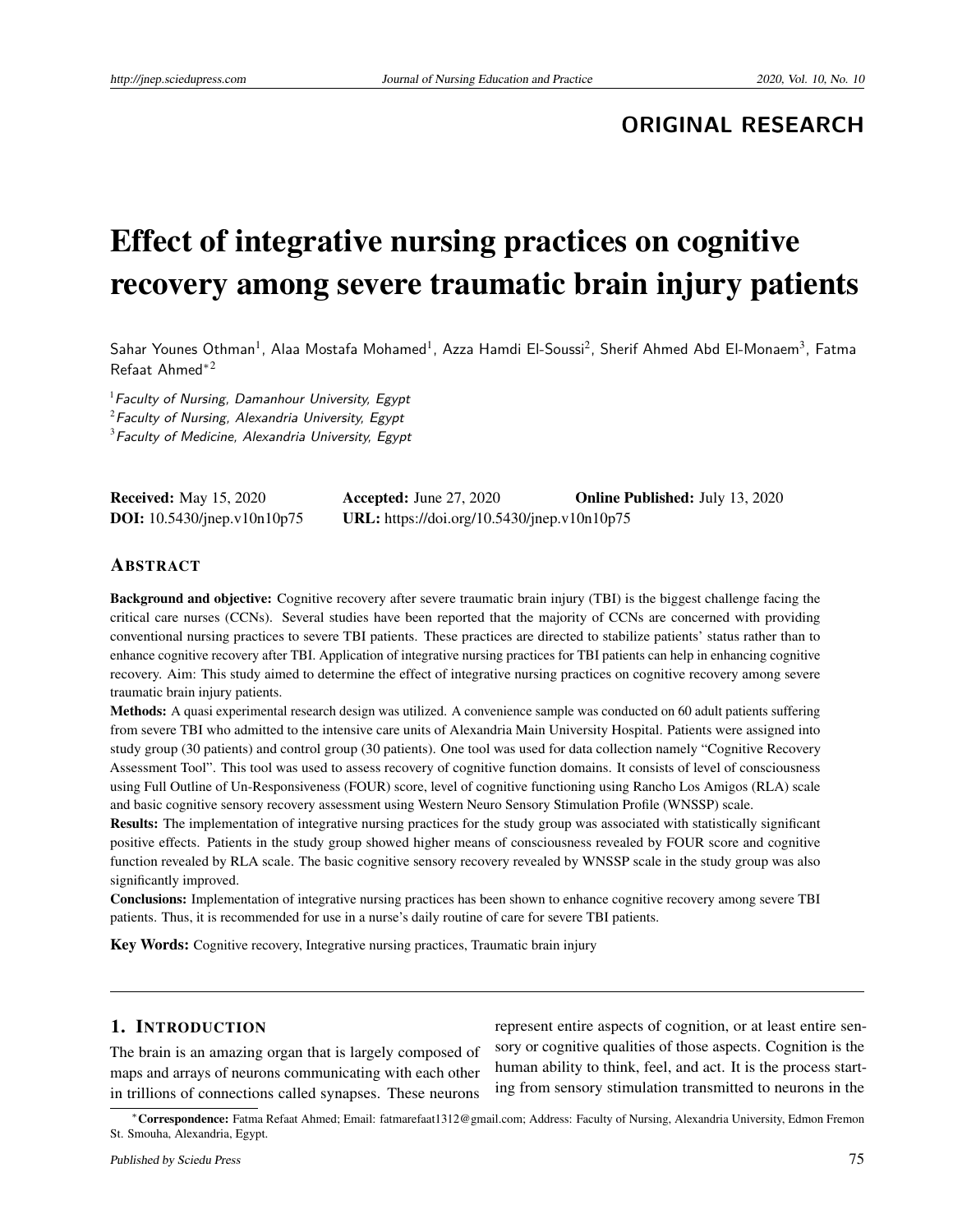**ORIGINAL RESEARCH**

# Effect of integrative nursing practices on cognitive recovery among severe traumatic brain injury patients

Sahar Younes Othman[1], Alaa Mostafa Mohamed[1], Azza Hamdi El-Soussi[2], Sherif Ahmed Abd El-Monaem[3], Fatma Refaat Ahmed[*2]

[1] *Faculty of Nursing, Damanhour University, Egypt*
[2] *Faculty of Nursing, Alexandria University, Egypt*
[3] *Faculty of Medicine, Alexandria University, Egypt*

**Received:** May 15, 2020 **Accepted:** June 27, 2020 **Online Published:** July 13, 2020
**DOI:** 10.5430/jnep.v10n10p75 **URL:** https://doi.org/10.5430/jnep.v10n10p75

## ABSTRACT

**Background and objective:** Cognitive recovery after severe traumatic brain injury (TBI) is the biggest challenge facing the critical care nurses (CCNs). Several studies have been reported that the majority of CCNs are concerned with providing conventional nursing practices to severe TBI patients. These practices are directed to stabilize patients' status rather than to enhance cognitive recovery after TBI. Application of integrative nursing practices for TBI patients can help in enhancing cognitive recovery. Aim: This study aimed to determine the effect of integrative nursing practices on cognitive recovery among severe traumatic brain injury patients.

**Methods:** A quasi experimental research design was utilized. A convenience sample was conducted on 60 adult patients suffering from severe TBI who admitted to the intensive care units of Alexandria Main University Hospital. Patients were assigned into study group (30 patients) and control group (30 patients). One tool was used for data collection namely "Cognitive Recovery Assessment Tool". This tool was used to assess recovery of cognitive function domains. It consists of level of consciousness using Full Outline of Un-Responsiveness (FOUR) score, level of cognitive functioning using Rancho Los Amigos (RLA) scale and basic cognitive sensory recovery assessment using Western Neuro Sensory Stimulation Profile (WNSSP) scale.

**Results:** The implementation of integrative nursing practices for the study group was associated with statistically significant positive effects. Patients in the study group showed higher means of consciousness revealed by FOUR score and cognitive function revealed by RLA scale. The basic cognitive sensory recovery revealed by WNSSP scale in the study group was also significantly improved.

**Conclusions:** Implementation of integrative nursing practices has been shown to enhance cognitive recovery among severe TBI patients. Thus, it is recommended for use in a nurse's daily routine of care for severe TBI patients.

**Key Words:** Cognitive recovery, Integrative nursing practices, Traumatic brain injury

## 1. INTRODUCTION

The brain is an amazing organ that is largely composed of maps and arrays of neurons communicating with each other in trillions of connections called synapses. These neurons represent entire aspects of cognition, or at least entire sensory or cognitive qualities of those aspects. Cognition is the human ability to think, feel, and act. It is the process starting from sensory stimulation transmitted to neurons in the

[*] **Correspondence:** Fatma Refaat Ahmed; Email: fatmarefaat1312@gmail.com; Address: Faculty of Nursing, Alexandria University, Edmon Fremon St. Smouha, Alexandria, Egypt.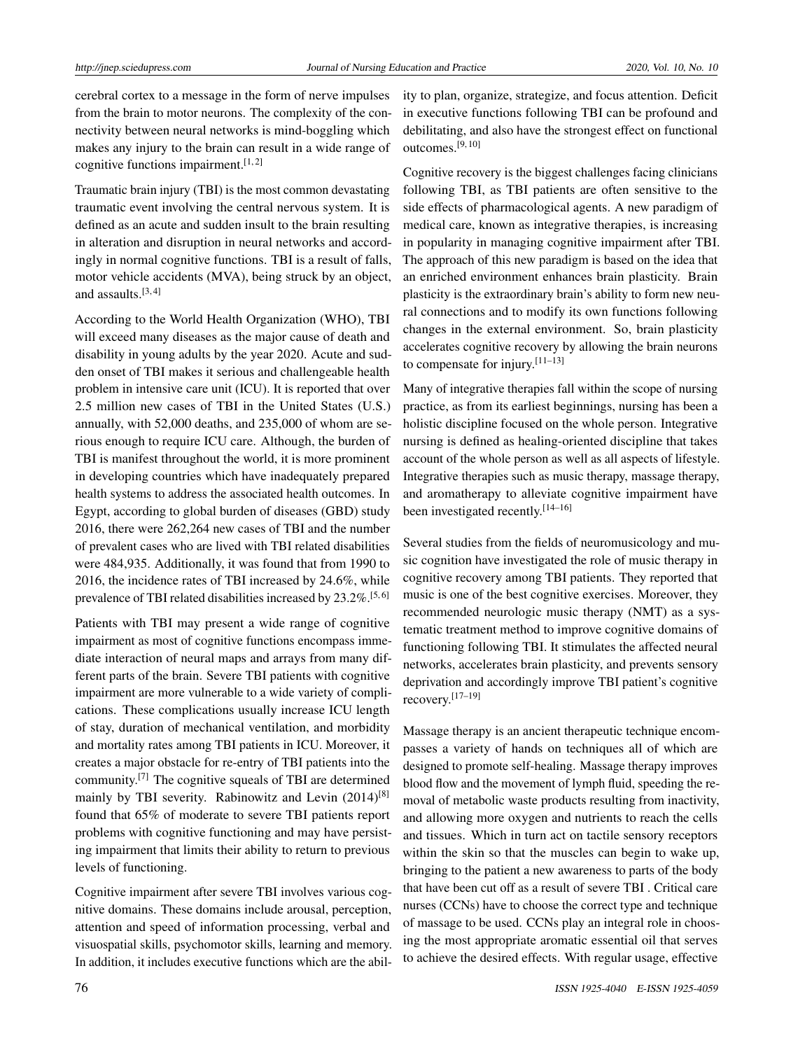cerebral cortex to a message in the form of nerve impulses from the brain to motor neurons. The complexity of the connectivity between neural networks is mind-boggling which makes any injury to the brain can result in a wide range of cognitive functions impairment.[1,2]

Traumatic brain injury (TBI) is the most common devastating traumatic event involving the central nervous system. It is defined as an acute and sudden insult to the brain resulting in alteration and disruption in neural networks and accordingly in normal cognitive functions. TBI is a result of falls, motor vehicle accidents (MVA), being struck by an object, and assaults.[3,4]

According to the World Health Organization (WHO), TBI will exceed many diseases as the major cause of death and disability in young adults by the year 2020. Acute and sudden onset of TBI makes it serious and challengeable health problem in intensive care unit (ICU). It is reported that over 2.5 million new cases of TBI in the United States (U.S.) annually, with 52,000 deaths, and 235,000 of whom are serious enough to require ICU care. Although, the burden of TBI is manifest throughout the world, it is more prominent in developing countries which have inadequately prepared health systems to address the associated health outcomes. In Egypt, according to global burden of diseases (GBD) study 2016, there were 262,264 new cases of TBI and the number of prevalent cases who are lived with TBI related disabilities were 484,935. Additionally, it was found that from 1990 to 2016, the incidence rates of TBI increased by 24.6%, while prevalence of TBI related disabilities increased by 23.2%.[5,6]

Patients with TBI may present a wide range of cognitive impairment as most of cognitive functions encompass immediate interaction of neural maps and arrays from many different parts of the brain. Severe TBI patients with cognitive impairment are more vulnerable to a wide variety of complications. These complications usually increase ICU length of stay, duration of mechanical ventilation, and morbidity and mortality rates among TBI patients in ICU. Moreover, it creates a major obstacle for re-entry of TBI patients into the community.[7] The cognitive squeals of TBI are determined mainly by TBI severity. Rabinowitz and Levin (2014)[8] found that 65% of moderate to severe TBI patients report problems with cognitive functioning and may have persisting impairment that limits their ability to return to previous levels of functioning.

Cognitive impairment after severe TBI involves various cognitive domains. These domains include arousal, perception, attention and speed of information processing, verbal and visuospatial skills, psychomotor skills, learning and memory. In addition, it includes executive functions which are the ability to plan, organize, strategize, and focus attention. Deficit in executive functions following TBI can be profound and debilitating, and also have the strongest effect on functional outcomes.[9,10]

Cognitive recovery is the biggest challenges facing clinicians following TBI, as TBI patients are often sensitive to the side effects of pharmacological agents. A new paradigm of medical care, known as integrative therapies, is increasing in popularity in managing cognitive impairment after TBI. The approach of this new paradigm is based on the idea that an enriched environment enhances brain plasticity. Brain plasticity is the extraordinary brain's ability to form new neural connections and to modify its own functions following changes in the external environment. So, brain plasticity accelerates cognitive recovery by allowing the brain neurons to compensate for injury.[11–13]

Many of integrative therapies fall within the scope of nursing practice, as from its earliest beginnings, nursing has been a holistic discipline focused on the whole person. Integrative nursing is defined as healing-oriented discipline that takes account of the whole person as well as all aspects of lifestyle. Integrative therapies such as music therapy, massage therapy, and aromatherapy to alleviate cognitive impairment have been investigated recently.[14–16]

Several studies from the fields of neuromusicology and music cognition have investigated the role of music therapy in cognitive recovery among TBI patients. They reported that music is one of the best cognitive exercises. Moreover, they recommended neurologic music therapy (NMT) as a systematic treatment method to improve cognitive domains of functioning following TBI. It stimulates the affected neural networks, accelerates brain plasticity, and prevents sensory deprivation and accordingly improve TBI patient's cognitive recovery.[17–19]

Massage therapy is an ancient therapeutic technique encompasses a variety of hands on techniques all of which are designed to promote self-healing. Massage therapy improves blood flow and the movement of lymph fluid, speeding the removal of metabolic waste products resulting from inactivity, and allowing more oxygen and nutrients to reach the cells and tissues. Which in turn act on tactile sensory receptors within the skin so that the muscles can begin to wake up, bringing to the patient a new awareness to parts of the body that have been cut off as a result of severe TBI . Critical care nurses (CCNs) have to choose the correct type and technique of massage to be used. CCNs play an integral role in choosing the most appropriate aromatic essential oil that serves to achieve the desired effects. With regular usage, effective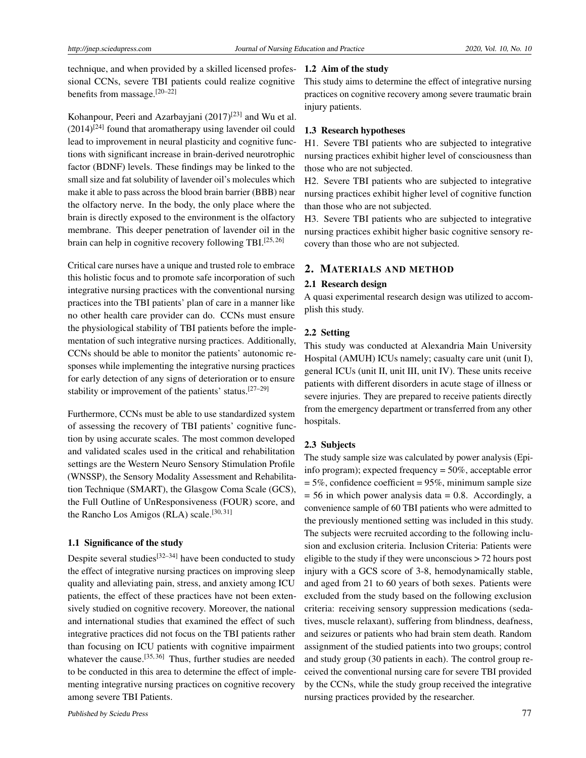technique, and when provided by a skilled licensed professional CCNs, severe TBI patients could realize cognitive benefits from massage.[20–22]

Kohanpour, Peeri and Azarbayjani (2017)[23] and Wu et al. (2014)[24] found that aromatherapy using lavender oil could lead to improvement in neural plasticity and cognitive functions with significant increase in brain-derived neurotrophic factor (BDNF) levels. These findings may be linked to the small size and fat solubility of lavender oil's molecules which make it able to pass across the blood brain barrier (BBB) near the olfactory nerve. In the body, the only place where the brain is directly exposed to the environment is the olfactory membrane. This deeper penetration of lavender oil in the brain can help in cognitive recovery following TBI.[25,26]

Critical care nurses have a unique and trusted role to embrace this holistic focus and to promote safe incorporation of such integrative nursing practices with the conventional nursing practices into the TBI patients' plan of care in a manner like no other health care provider can do. CCNs must ensure the physiological stability of TBI patients before the implementation of such integrative nursing practices. Additionally, CCNs should be able to monitor the patients' autonomic responses while implementing the integrative nursing practices for early detection of any signs of deterioration or to ensure stability or improvement of the patients' status.[27–29]

Furthermore, CCNs must be able to use standardized system of assessing the recovery of TBI patients' cognitive function by using accurate scales. The most common developed and validated scales used in the critical and rehabilitation settings are the Western Neuro Sensory Stimulation Profile (WNSSP), the Sensory Modality Assessment and Rehabilitation Technique (SMART), the Glasgow Coma Scale (GCS), the Full Outline of UnResponsiveness (FOUR) score, and the Rancho Los Amigos (RLA) scale.[30,31]

### 1.1 Significance of the study

Despite several studies[32–34] have been conducted to study the effect of integrative nursing practices on improving sleep quality and alleviating pain, stress, and anxiety among ICU patients, the effect of these practices have not been extensively studied on cognitive recovery. Moreover, the national and international studies that examined the effect of such integrative practices did not focus on the TBI patients rather than focusing on ICU patients with cognitive impairment whatever the cause.[35,36] Thus, further studies are needed to be conducted in this area to determine the effect of implementing integrative nursing practices on cognitive recovery among severe TBI Patients.

### 1.2 Aim of the study

This study aims to determine the effect of integrative nursing practices on cognitive recovery among severe traumatic brain injury patients.

### 1.3 Research hypotheses

H1. Severe TBI patients who are subjected to integrative nursing practices exhibit higher level of consciousness than those who are not subjected.

H2. Severe TBI patients who are subjected to integrative nursing practices exhibit higher level of cognitive function than those who are not subjected.

H3. Severe TBI patients who are subjected to integrative nursing practices exhibit higher basic cognitive sensory recovery than those who are not subjected.

## 2. MATERIALS AND METHOD

### 2.1 Research design

A quasi experimental research design was utilized to accomplish this study.

### 2.2 Setting

This study was conducted at Alexandria Main University Hospital (AMUH) ICUs namely; casualty care unit (unit I), general ICUs (unit II, unit III, unit IV). These units receive patients with different disorders in acute stage of illness or severe injuries. They are prepared to receive patients directly from the emergency department or transferred from any other hospitals.

### 2.3 Subjects

The study sample size was calculated by power analysis (Epi-info program); expected frequency = 50%, acceptable error = 5%, confidence coefficient = 95%, minimum sample size = 56 in which power analysis data = 0.8. Accordingly, a convenience sample of 60 TBI patients who were admitted to the previously mentioned setting was included in this study. The subjects were recruited according to the following inclusion and exclusion criteria. Inclusion Criteria: Patients were eligible to the study if they were unconscious > 72 hours post injury with a GCS score of 3-8, hemodynamically stable, and aged from 21 to 60 years of both sexes. Patients were excluded from the study based on the following exclusion criteria: receiving sensory suppression medications (sedatives, muscle relaxant), suffering from blindness, deafness, and seizures or patients who had brain stem death. Random assignment of the studied patients into two groups; control and study group (30 patients in each). The control group received the conventional nursing care for severe TBI provided by the CCNs, while the study group received the integrative nursing practices provided by the researcher.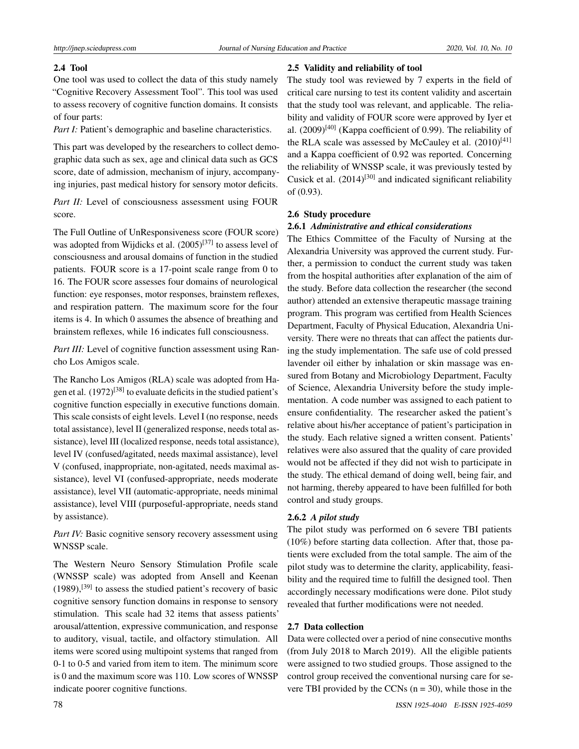### 2.4 Tool

One tool was used to collect the data of this study namely "Cognitive Recovery Assessment Tool". This tool was used to assess recovery of cognitive function domains. It consists of four parts:

*Part I:* Patient's demographic and baseline characteristics.

This part was developed by the researchers to collect demographic data such as sex, age and clinical data such as GCS score, date of admission, mechanism of injury, accompanying injuries, past medical history for sensory motor deficits.

*Part II:* Level of consciousness assessment using FOUR score.

The Full Outline of UnResponsiveness score (FOUR score) was adopted from Wijdicks et al. (2005)[37] to assess level of consciousness and arousal domains of function in the studied patients. FOUR score is a 17-point scale range from 0 to 16. The FOUR score assesses four domains of neurological function: eye responses, motor responses, brainstem reflexes, and respiration pattern. The maximum score for the four items is 4. In which 0 assumes the absence of breathing and brainstem reflexes, while 16 indicates full consciousness.

*Part III:* Level of cognitive function assessment using Rancho Los Amigos scale.

The Rancho Los Amigos (RLA) scale was adopted from Hagen et al. (1972)[38] to evaluate deficits in the studied patient's cognitive function especially in executive functions domain. This scale consists of eight levels. Level I (no response, needs total assistance), level II (generalized response, needs total assistance), level III (localized response, needs total assistance), level IV (confused/agitated, needs maximal assistance), level V (confused, inappropriate, non-agitated, needs maximal assistance), level VI (confused-appropriate, needs moderate assistance), level VII (automatic-appropriate, needs minimal assistance), level VIII (purposeful-appropriate, needs stand by assistance).

*Part IV:* Basic cognitive sensory recovery assessment using WNSSP scale.

The Western Neuro Sensory Stimulation Profile scale (WNSSP scale) was adopted from Ansell and Keenan (1989),[39] to assess the studied patient's recovery of basic cognitive sensory function domains in response to sensory stimulation. This scale had 32 items that assess patients' arousal/attention, expressive communication, and response to auditory, visual, tactile, and olfactory stimulation. All items were scored using multipoint systems that ranged from 0-1 to 0-5 and varied from item to item. The minimum score is 0 and the maximum score was 110. Low scores of WNSSP indicate poorer cognitive functions.

### 2.5 Validity and reliability of tool

The study tool was reviewed by 7 experts in the field of critical care nursing to test its content validity and ascertain that the study tool was relevant, and applicable. The reliability and validity of FOUR score were approved by Iyer et al. (2009)[40] (Kappa coefficient of 0.99). The reliability of the RLA scale was assessed by McCauley et al. (2010)[41] and a Kappa coefficient of 0.92 was reported. Concerning the reliability of WNSSP scale, it was previously tested by Cusick et al. (2014)[30] and indicated significant reliability of (0.93).

### 2.6 Study procedure

#### 2.6.1 *Administrative and ethical considerations*

The Ethics Committee of the Faculty of Nursing at the Alexandria University was approved the current study. Further, a permission to conduct the current study was taken from the hospital authorities after explanation of the aim of the study. Before data collection the researcher (the second author) attended an extensive therapeutic massage training program. This program was certified from Health Sciences Department, Faculty of Physical Education, Alexandria University. There were no threats that can affect the patients during the study implementation. The safe use of cold pressed lavender oil either by inhalation or skin massage was ensured from Botany and Microbiology Department, Faculty of Science, Alexandria University before the study implementation. A code number was assigned to each patient to ensure confidentiality. The researcher asked the patient's relative about his/her acceptance of patient's participation in the study. Each relative signed a written consent. Patients' relatives were also assured that the quality of care provided would not be affected if they did not wish to participate in the study. The ethical demand of doing well, being fair, and not harming, thereby appeared to have been fulfilled for both control and study groups.

#### 2.6.2 *A pilot study*

The pilot study was performed on 6 severe TBI patients (10%) before starting data collection. After that, those patients were excluded from the total sample. The aim of the pilot study was to determine the clarity, applicability, feasibility and the required time to fulfill the designed tool. Then accordingly necessary modifications were done. Pilot study revealed that further modifications were not needed.

### 2.7 Data collection

Data were collected over a period of nine consecutive months (from July 2018 to March 2019). All the eligible patients were assigned to two studied groups. Those assigned to the control group received the conventional nursing care for severe TBI provided by the CCNs (n = 30), while those in the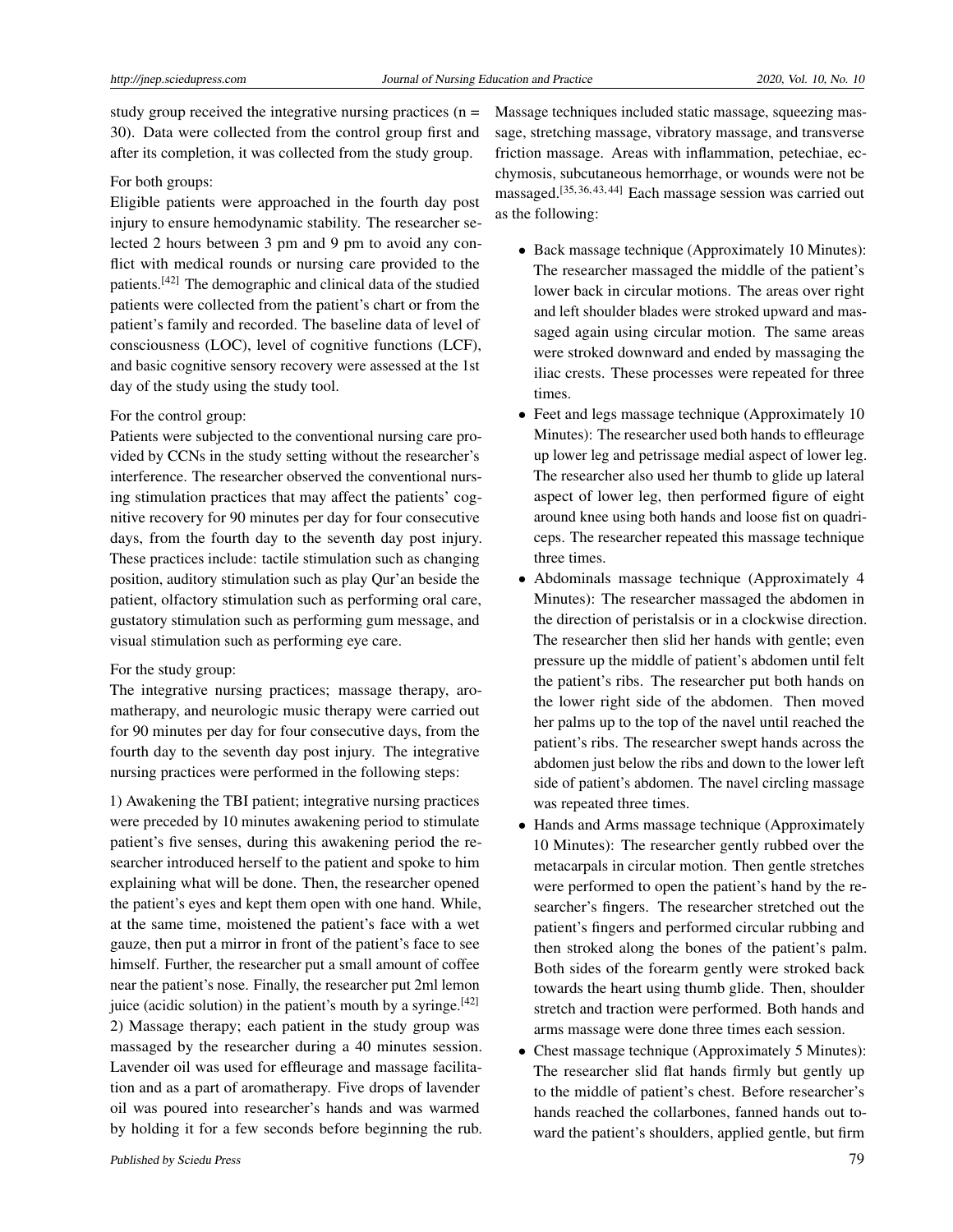study group received the integrative nursing practices (n = 30). Data were collected from the control group first and after its completion, it was collected from the study group.

For both groups:

Eligible patients were approached in the fourth day post injury to ensure hemodynamic stability. The researcher selected 2 hours between 3 pm and 9 pm to avoid any conflict with medical rounds or nursing care provided to the patients.[42] The demographic and clinical data of the studied patients were collected from the patient's chart or from the patient's family and recorded. The baseline data of level of consciousness (LOC), level of cognitive functions (LCF), and basic cognitive sensory recovery were assessed at the 1st day of the study using the study tool.

For the control group:

Patients were subjected to the conventional nursing care provided by CCNs in the study setting without the researcher's interference. The researcher observed the conventional nursing stimulation practices that may affect the patients' cognitive recovery for 90 minutes per day for four consecutive days, from the fourth day to the seventh day post injury. These practices include: tactile stimulation such as changing position, auditory stimulation such as play Qur'an beside the patient, olfactory stimulation such as performing oral care, gustatory stimulation such as performing gum message, and visual stimulation such as performing eye care.

For the study group:

The integrative nursing practices; massage therapy, aromatherapy, and neurologic music therapy were carried out for 90 minutes per day for four consecutive days, from the fourth day to the seventh day post injury. The integrative nursing practices were performed in the following steps:

1) Awakening the TBI patient; integrative nursing practices were preceded by 10 minutes awakening period to stimulate patient's five senses, during this awakening period the researcher introduced herself to the patient and spoke to him explaining what will be done. Then, the researcher opened the patient's eyes and kept them open with one hand. While, at the same time, moistened the patient's face with a wet gauze, then put a mirror in front of the patient's face to see himself. Further, the researcher put a small amount of coffee near the patient's nose. Finally, the researcher put 2ml lemon juice (acidic solution) in the patient's mouth by a syringe.[42]

2) Massage therapy; each patient in the study group was massaged by the researcher during a 40 minutes session. Lavender oil was used for effleurage and massage facilitation and as a part of aromatherapy. Five drops of lavender oil was poured into researcher's hands and was warmed by holding it for a few seconds before beginning the rub. Massage techniques included static massage, squeezing massage, stretching massage, vibratory massage, and transverse friction massage. Areas with inflammation, petechiae, ecchymosis, subcutaneous hemorrhage, or wounds were not be massaged.[35,36,43,44] Each massage session was carried out as the following:

- Back massage technique (Approximately 10 Minutes): The researcher massaged the middle of the patient's lower back in circular motions. The areas over right and left shoulder blades were stroked upward and massaged again using circular motion. The same areas were stroked downward and ended by massaging the iliac crests. These processes were repeated for three times.
- Feet and legs massage technique (Approximately 10 Minutes): The researcher used both hands to effleurage up lower leg and petrissage medial aspect of lower leg. The researcher also used her thumb to glide up lateral aspect of lower leg, then performed figure of eight around knee using both hands and loose fist on quadriceps. The researcher repeated this massage technique three times.
- Abdominals massage technique (Approximately 4 Minutes): The researcher massaged the abdomen in the direction of peristalsis or in a clockwise direction. The researcher then slid her hands with gentle; even pressure up the middle of patient's abdomen until felt the patient's ribs. The researcher put both hands on the lower right side of the abdomen. Then moved her palms up to the top of the navel until reached the patient's ribs. The researcher swept hands across the abdomen just below the ribs and down to the lower left side of patient's abdomen. The navel circling massage was repeated three times.
- Hands and Arms massage technique (Approximately 10 Minutes): The researcher gently rubbed over the metacarpals in circular motion. Then gentle stretches were performed to open the patient's hand by the researcher's fingers. The researcher stretched out the patient's fingers and performed circular rubbing and then stroked along the bones of the patient's palm. Both sides of the forearm gently were stroked back towards the heart using thumb glide. Then, shoulder stretch and traction were performed. Both hands and arms massage were done three times each session.
- Chest massage technique (Approximately 5 Minutes): The researcher slid flat hands firmly but gently up to the middle of patient's chest. Before researcher's hands reached the collarbones, fanned hands out toward the patient's shoulders, applied gentle, but firm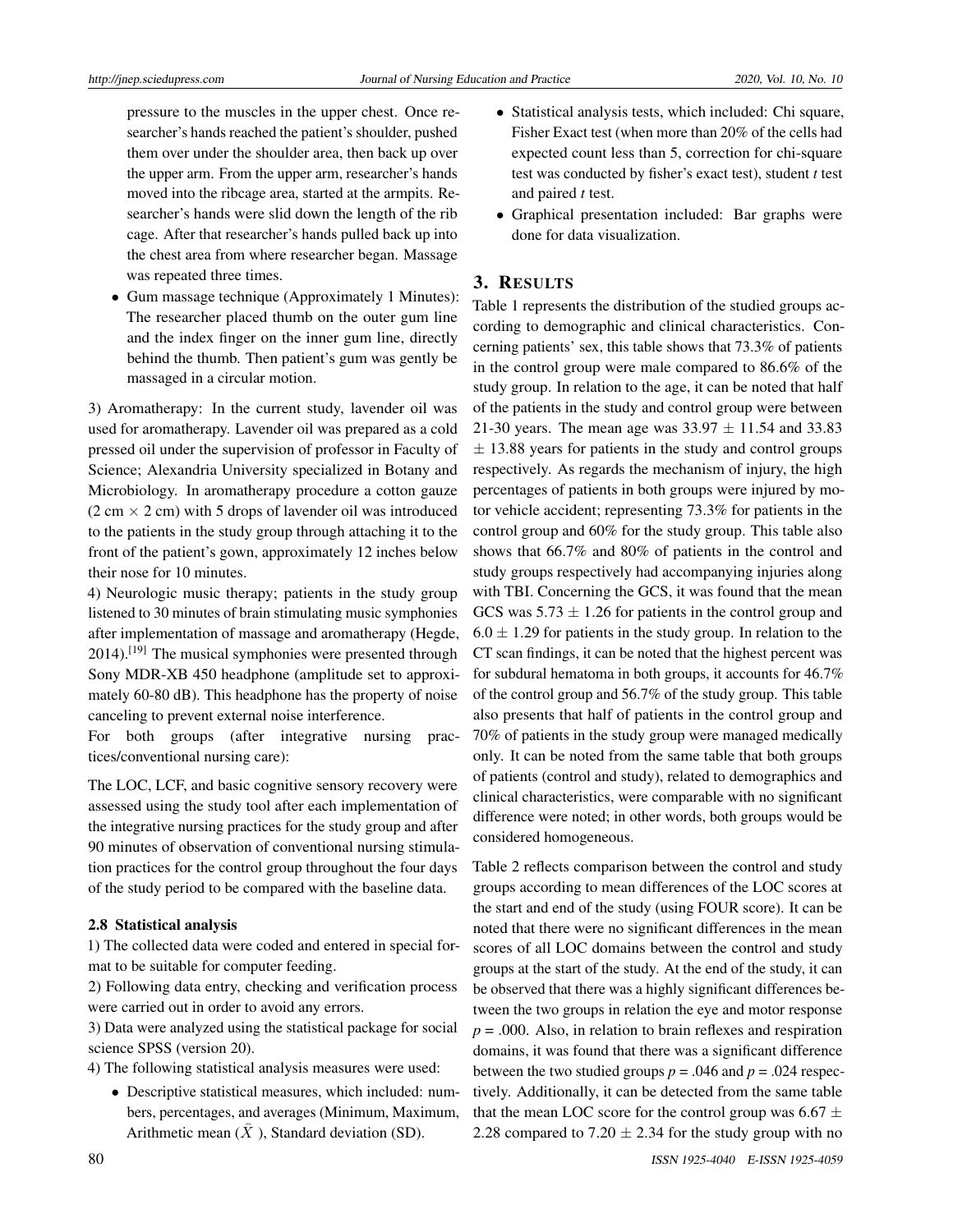pressure to the muscles in the upper chest. Once researcher's hands reached the patient's shoulder, pushed them over under the shoulder area, then back up over the upper arm. From the upper arm, researcher's hands moved into the ribcage area, started at the armpits. Researcher's hands were slid down the length of the rib cage. After that researcher's hands pulled back up into the chest area from where researcher began. Massage was repeated three times.

- Gum massage technique (Approximately 1 Minutes): The researcher placed thumb on the outer gum line and the index finger on the inner gum line, directly behind the thumb. Then patient's gum was gently be massaged in a circular motion.

3) Aromatherapy: In the current study, lavender oil was used for aromatherapy. Lavender oil was prepared as a cold pressed oil under the supervision of professor in Faculty of Science; Alexandria University specialized in Botany and Microbiology. In aromatherapy procedure a cotton gauze (2 cm × 2 cm) with 5 drops of lavender oil was introduced to the patients in the study group through attaching it to the front of the patient's gown, approximately 12 inches below their nose for 10 minutes.

4) Neurologic music therapy; patients in the study group listened to 30 minutes of brain stimulating music symphonies after implementation of massage and aromatherapy (Hegde, 2014).[19] The musical symphonies were presented through Sony MDR-XB 450 headphone (amplitude set to approximately 60-80 dB). This headphone has the property of noise canceling to prevent external noise interference.

For both groups (after integrative nursing practices/conventional nursing care):

The LOC, LCF, and basic cognitive sensory recovery were assessed using the study tool after each implementation of the integrative nursing practices for the study group and after 90 minutes of observation of conventional nursing stimulation practices for the control group throughout the four days of the study period to be compared with the baseline data.

### 2.8 Statistical analysis

1) The collected data were coded and entered in special format to be suitable for computer feeding.

2) Following data entry, checking and verification process were carried out in order to avoid any errors.

3) Data were analyzed using the statistical package for social science SPSS (version 20).

4) The following statistical analysis measures were used:

- Descriptive statistical measures, which included: numbers, percentages, and averages (Minimum, Maximum, Arithmetic mean ($\bar{X}$ ), Standard deviation (SD).
- Statistical analysis tests, which included: Chi square, Fisher Exact test (when more than 20% of the cells had expected count less than 5, correction for chi-square test was conducted by fisher's exact test), student *t* test and paired *t* test.
- Graphical presentation included: Bar graphs were done for data visualization.

## 3. RESULTS

Table 1 represents the distribution of the studied groups according to demographic and clinical characteristics. Concerning patients' sex, this table shows that 73.3% of patients in the control group were male compared to 86.6% of the study group. In relation to the age, it can be noted that half of the patients in the study and control group were between 21-30 years. The mean age was 33.97 ± 11.54 and 33.83 ± 13.88 years for patients in the study and control groups respectively. As regards the mechanism of injury, the high percentages of patients in both groups were injured by motor vehicle accident; representing 73.3% for patients in the control group and 60% for the study group. This table also shows that 66.7% and 80% of patients in the control and study groups respectively had accompanying injuries along with TBI. Concerning the GCS, it was found that the mean GCS was 5.73 ± 1.26 for patients in the control group and 6.0 ± 1.29 for patients in the study group. In relation to the CT scan findings, it can be noted that the highest percent was for subdural hematoma in both groups, it accounts for 46.7% of the control group and 56.7% of the study group. This table also presents that half of patients in the control group and 70% of patients in the study group were managed medically only. It can be noted from the same table that both groups of patients (control and study), related to demographics and clinical characteristics, were comparable with no significant difference were noted; in other words, both groups would be considered homogeneous.

Table 2 reflects comparison between the control and study groups according to mean differences of the LOC scores at the start and end of the study (using FOUR score). It can be noted that there were no significant differences in the mean scores of all LOC domains between the control and study groups at the start of the study. At the end of the study, it can be observed that there was a highly significant differences between the two groups in relation the eye and motor response $p$ = .000. Also, in relation to brain reflexes and respiration domains, it was found that there was a significant difference between the two studied groups $p$ = .046 and $p$ = .024 respectively. Additionally, it can be detected from the same table that the mean LOC score for the control group was 6.67 ± 2.28 compared to 7.20 ± 2.34 for the study group with no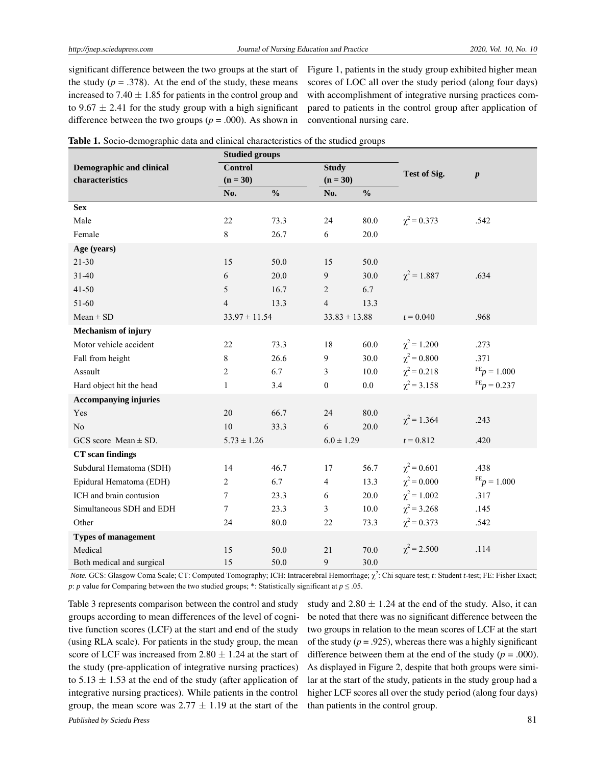significant difference between the two groups at the start of the study ($p$ = .378). At the end of the study, these means increased to 7.40 ± 1.85 for patients in the control group and to 9.67 ± 2.41 for the study group with a high significant difference between the two groups ($p$ = .000). As shown in Figure 1, patients in the study group exhibited higher mean scores of LOC all over the study period (along four days) with accomplishment of integrative nursing practices compared to patients in the control group after application of conventional nursing care.

**Table 1.** Socio-demographic data and clinical characteristics of the studied groups

| Demographic and clinical characteristics | Studied groups | | | | Test of Sig. | *p* |
|---|---|---|---|---|---|---|
| | Control (n = 30) | | Study (n = 30) | | | |
| | No. | % | No. | % | | |
| **Sex** | | | | | | |
| Male | 22 | 73.3 | 24 | 80.0 | $\chi^2 = 0.373$ | .542 |
| Female | 8 | 26.7 | 6 | 20.0 | | |
| **Age (years)** | | | | | | |
| 21-30 | 15 | 50.0 | 15 | 50.0 | | |
| 31-40 | 6 | 20.0 | 9 | 30.0 | $\chi^2 = 1.887$ | .634 |
| 41-50 | 5 | 16.7 | 2 | 6.7 | | |
| 51-60 | 4 | 13.3 | 4 | 13.3 | | |
| Mean ± SD | 33.97 ± 11.54 | | 33.83 ± 13.88 | | $t = 0.040$ | .968 |
| **Mechanism of injury** | | | | | | |
| Motor vehicle accident | 22 | 73.3 | 18 | 60.0 | $\chi^2 = 1.200$ | .273 |
| Fall from height | 8 | 26.6 | 9 | 30.0 | $\chi^2 = 0.800$ | .371 |
| Assault | 2 | 6.7 | 3 | 10.0 | $\chi^2 = 0.218$ | $^{FE}p = 1.000$ |
| Hard object hit the head | 1 | 3.4 | 0 | 0.0 | $\chi^2 = 3.158$ | $^{FE}p = 0.237$ |
| **Accompanying injuries** | | | | | | |
| Yes | 20 | 66.7 | 24 | 80.0 | $\chi^2 = 1.364$ | .243 |
| No | 10 | 33.3 | 6 | 20.0 | | |
| GCS score Mean ± SD. | 5.73 ± 1.26 | | 6.0 ± 1.29 | | $t = 0.812$ | .420 |
| **CT scan findings** | | | | | | |
| Subdural Hematoma (SDH) | 14 | 46.7 | 17 | 56.7 | $\chi^2 = 0.601$ | .438 |
| Epidural Hematoma (EDH) | 2 | 6.7 | 4 | 13.3 | $\chi^2 = 0.000$ | $^{FE}p = 1.000$ |
| ICH and brain contusion | 7 | 23.3 | 6 | 20.0 | $\chi^2 = 1.002$ | .317 |
| Simultaneous SDH and EDH | 7 | 23.3 | 3 | 10.0 | $\chi^2 = 3.268$ | .145 |
| Other | 24 | 80.0 | 22 | 73.3 | $\chi^2 = 0.373$ | .542 |
| **Types of management** | | | | | | |
| Medical | 15 | 50.0 | 21 | 70.0 | $\chi^2 = 2.500$ | .114 |
| Both medical and surgical | 15 | 50.0 | 9 | 30.0 | | |

*Note.* GCS: Glasgow Coma Scale; CT: Computed Tomography; ICH: Intracerebral Hemorrhage; $\chi^2$: Chi square test; *t*: Student *t*-test; FE: Fisher Exact; *p*: *p* value for Comparing between the two studied groups; *: Statistically significant at $p \leq .05$.

Table 3 represents comparison between the control and study groups according to mean differences of the level of cognitive function scores (LCF) at the start and end of the study (using RLA scale). For patients in the study group, the mean score of LCF was increased from 2.80 ± 1.24 at the start of the study (pre-application of integrative nursing practices) to 5.13 ± 1.53 at the end of the study (after application of integrative nursing practices). While patients in the control group, the mean score was 2.77 ± 1.19 at the start of the study and 2.80 ± 1.24 at the end of the study. Also, it can be noted that there was no significant difference between the two groups in relation to the mean scores of LCF at the start of the study ($p$ = .925), whereas there was a highly significant difference between them at the end of the study ($p$ = .000). As displayed in Figure 2, despite that both groups were similar at the start of the study, patients in the study group had a higher LCF scores all over the study period (along four days) than patients in the control group.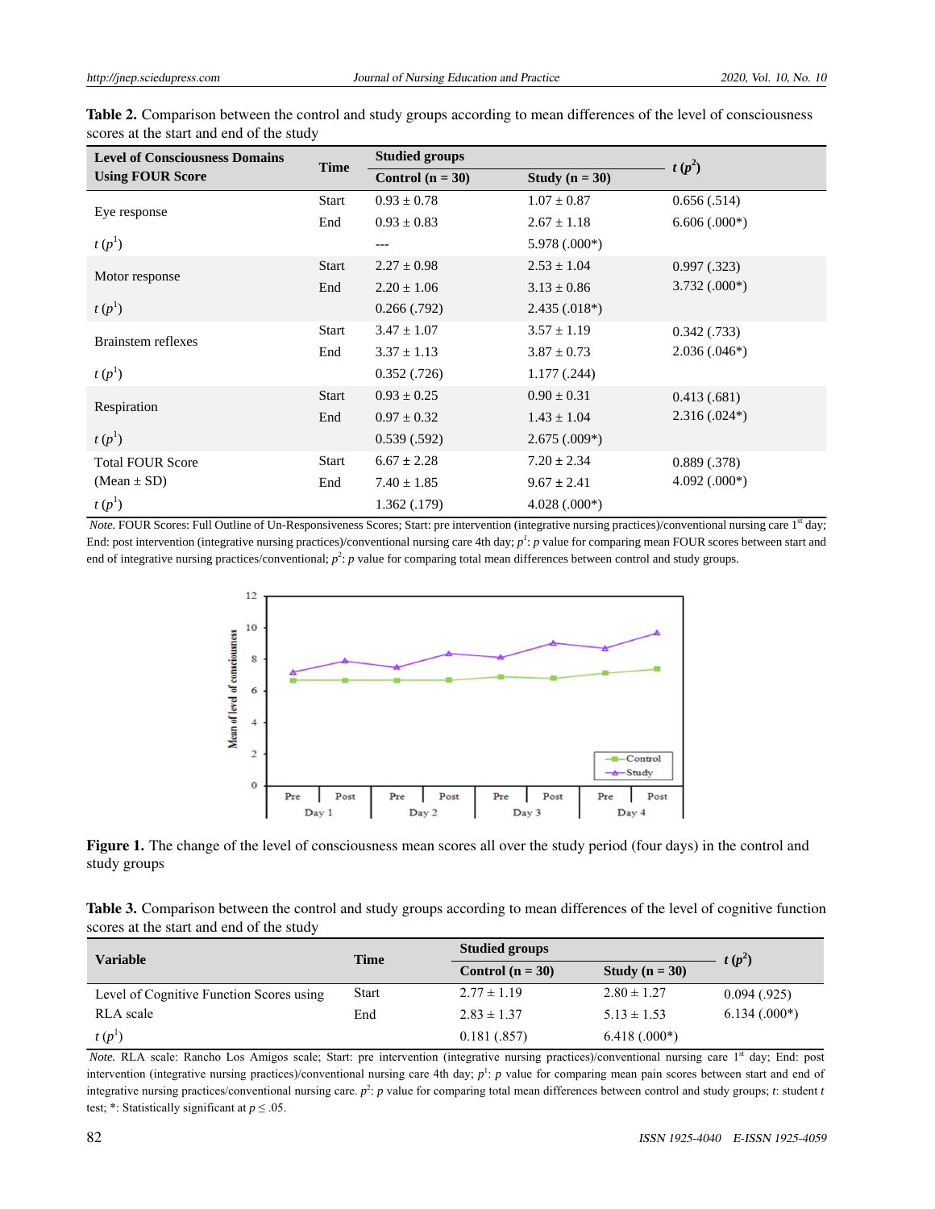**Table 2.** Comparison between the control and study groups according to mean differences of the level of consciousness scores at the start and end of the study

| Level of Consciousness Domains Using FOUR Score | Time | Studied groups | | $t$ ($p^2$) |
|---|---|---|---|---|
| | | Control (n = 30) | Study (n = 30) | |
| Eye response | Start | 0.93 ± 0.78 | 1.07 ± 0.87 | 0.656 (.514) |
| | End | 0.93 ± 0.83 | 2.67 ± 1.18 | 6.606 (.000*) |
| $t$ ($p^1$) | | --- | 5.978 (.000*) | |
| Motor response | Start | 2.27 ± 0.98 | 2.53 ± 1.04 | 0.997 (.323) |
| | End | 2.20 ± 1.06 | 3.13 ± 0.86 | 3.732 (.000*) |
| $t$ ($p^1$) | | 0.266 (.792) | 2.435 (.018*) | |
| Brainstem reflexes | Start | 3.47 ± 1.07 | 3.57 ± 1.19 | 0.342 (.733) |
| | End | 3.37 ± 1.13 | 3.87 ± 0.73 | 2.036 (.046*) |
| $t$ ($p^1$) | | 0.352 (.726) | 1.177 (.244) | |
| Respiration | Start | 0.93 ± 0.25 | 0.90 ± 0.31 | 0.413 (.681) |
| | End | 0.97 ± 0.32 | 1.43 ± 1.04 | 2.316 (.024*) |
| $t$ ($p^1$) | | 0.539 (.592) | 2.675 (.009*) | |
| Total FOUR Score (Mean ± SD) | Start | 6.67 ± 2.28 | 7.20 ± 2.34 | 0.889 (.378) |
| | End | 7.40 ± 1.85 | 9.67 ± 2.41 | 4.092 (.000*) |
| $t$ ($p^1$) | | 1.362 (.179) | 4.028 (.000*) | |

*Note.* FOUR Scores: Full Outline of Un-Responsiveness Scores; Start: pre intervention (integrative nursing practices)/conventional nursing care 1st day; End: post intervention (integrative nursing practices)/conventional nursing care 4th day; $p^1$: *p* value for comparing mean FOUR scores between start and end of integrative nursing practices/conventional; $p^2$: *p* value for comparing total mean differences between control and study groups.

**Figure 1.** The change of the level of consciousness mean scores all over the study period (four days) in the control and study groups

**Table 3.** Comparison between the control and study groups according to mean differences of the level of cognitive function scores at the start and end of the study

| Variable | Time | Studied groups | | $t$ ($p^2$) |
|---|---|---|---|---|
| | | Control (n = 30) | Study (n = 30) | |
| Level of Cognitive Function Scores using RLA scale | Start | 2.77 ± 1.19 | 2.80 ± 1.27 | 0.094 (.925) |
| | End | 2.83 ± 1.37 | 5.13 ± 1.53 | 6.134 (.000*) |
| $t$ ($p^1$) | | 0.181 (.857) | 6.418 (.000*) | |

*Note.* RLA scale: Rancho Los Amigos scale; Start: pre intervention (integrative nursing practices)/conventional nursing care 1st day; End: post intervention (integrative nursing practices)/conventional nursing care 4th day; $p^1$: *p* value for comparing mean pain scores between start and end of integrative nursing practices/conventional nursing care. $p^2$: *p* value for comparing total mean differences between control and study groups; *t*: student *t* test; *: Statistically significant at $p \leq .05$.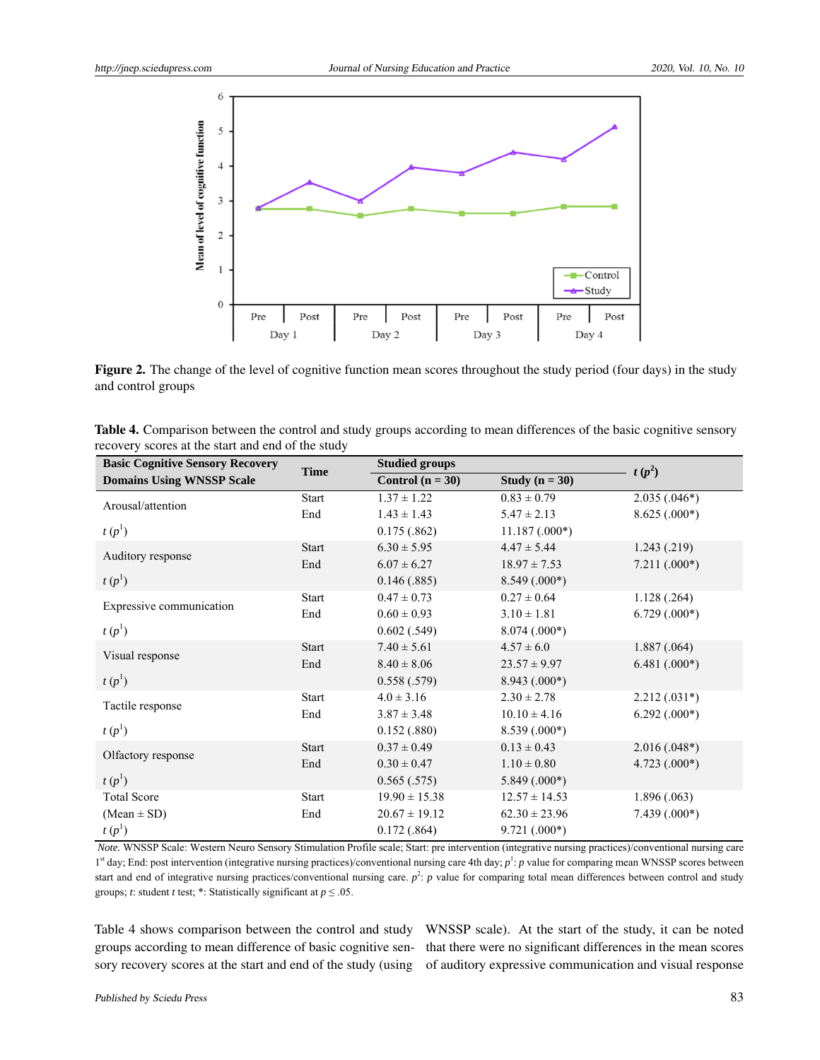**Figure 2.** The change of the level of cognitive function mean scores throughout the study period (four days) in the study and control groups

**Table 4.** Comparison between the control and study groups according to mean differences of the basic cognitive sensory recovery scores at the start and end of the study

| Basic Cognitive Sensory Recovery Domains Using WNSSP Scale | Time | Studied groups | | $t$ ($p^2$) |
|---|---|---|---|---|
| | | Control (n = 30) | Study (n = 30) | |
| Arousal/attention | Start | 1.37 ± 1.22 | 0.83 ± 0.79 | 2.035 (.046*) |
| | End | 1.43 ± 1.43 | 5.47 ± 2.13 | 8.625 (.000*) |
| $t$ ($p^1$) | | 0.175 (.862) | 11.187 (.000*) | |
| Auditory response | Start | 6.30 ± 5.95 | 4.47 ± 5.44 | 1.243 (.219) |
| | End | 6.07 ± 6.27 | 18.97 ± 7.53 | 7.211 (.000*) |
| $t$ ($p^1$) | | 0.146 (.885) | 8.549 (.000*) | |
| Expressive communication | Start | 0.47 ± 0.73 | 0.27 ± 0.64 | 1.128 (.264) |
| | End | 0.60 ± 0.93 | 3.10 ± 1.81 | 6.729 (.000*) |
| $t$ ($p^1$) | | 0.602 (.549) | 8.074 (.000*) | |
| Visual response | Start | 7.40 ± 5.61 | 4.57 ± 6.0 | 1.887 (.064) |
| | End | 8.40 ± 8.06 | 23.57 ± 9.97 | 6.481 (.000*) |
| $t$ ($p^1$) | | 0.558 (.579) | 8.943 (.000*) | |
| Tactile response | Start | 4.0 ± 3.16 | 2.30 ± 2.78 | 2.212 (.031*) |
| | End | 3.87 ± 3.48 | 10.10 ± 4.16 | 6.292 (.000*) |
| $t$ ($p^1$) | | 0.152 (.880) | 8.539 (.000*) | |
| Olfactory response | Start | 0.37 ± 0.49 | 0.13 ± 0.43 | 2.016 (.048*) |
| | End | 0.30 ± 0.47 | 1.10 ± 0.80 | 4.723 (.000*) |
| $t$ ($p^1$) | | 0.565 (.575) | 5.849 (.000*) | |
| Total Score | Start | 19.90 ± 15.38 | 12.57 ± 14.53 | 1.896 (.063) |
| (Mean ± SD) | End | 20.67 ± 19.12 | 62.30 ± 23.96 | 7.439 (.000*) |
| $t$ ($p^1$) | | 0.172 (.864) | 9.721 (.000*) | |

*Note.* WNSSP Scale: Western Neuro Sensory Stimulation Profile scale; Start: pre intervention (integrative nursing practices)/conventional nursing care 1st day; End: post intervention (integrative nursing practices)/conventional nursing care 4th day; $p^1$: $p$ value for comparing mean WNSSP scores between start and end of integrative nursing practices/conventional nursing care. $p^2$: $p$ value for comparing total mean differences between control and study groups; $t$: student $t$ test; *: Statistically significant at $p \leq .05$.

Table 4 shows comparison between the control and study groups according to mean difference of basic cognitive sensory recovery scores at the start and end of the study (using WNSSP scale). At the start of the study, it can be noted that there were no significant differences in the mean scores of auditory expressive communication and visual response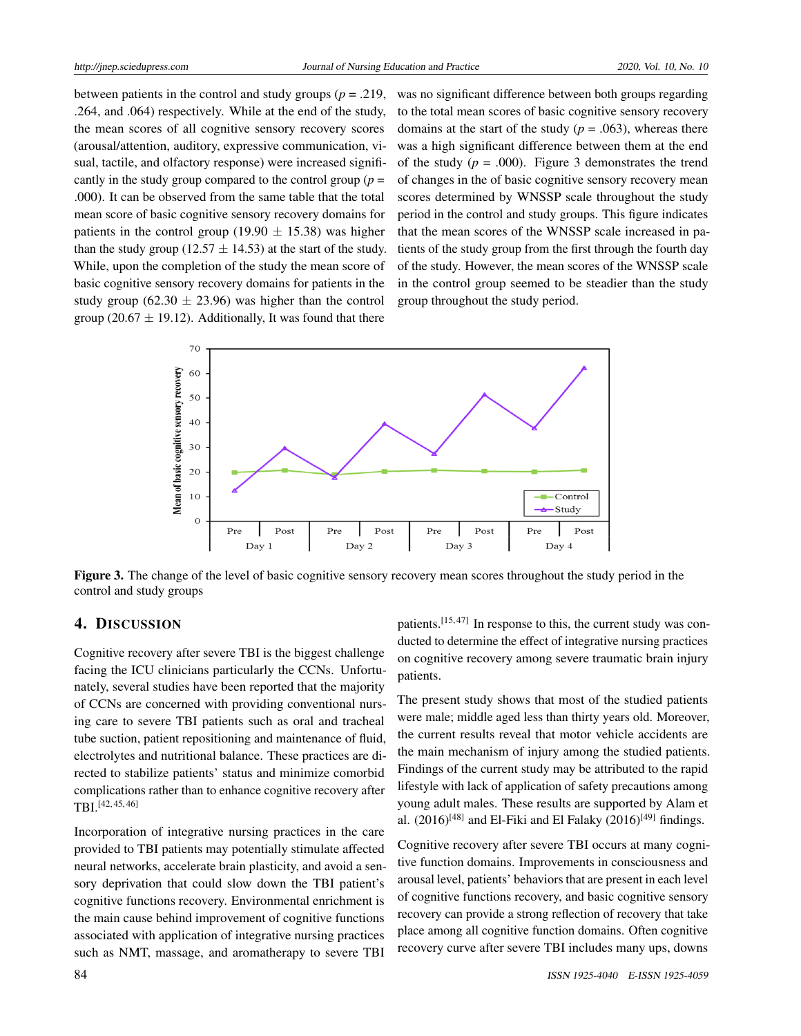between patients in the control and study groups ($p$ = .219, .264, and .064) respectively. While at the end of the study, the mean scores of all cognitive sensory recovery scores (arousal/attention, auditory, expressive communication, visual, tactile, and olfactory response) were increased significantly in the study group compared to the control group ($p$ = .000). It can be observed from the same table that the total mean score of basic cognitive sensory recovery domains for patients in the control group (19.90 ± 15.38) was higher than the study group (12.57 ± 14.53) at the start of the study. While, upon the completion of the study the mean score of basic cognitive sensory recovery domains for patients in the study group (62.30 ± 23.96) was higher than the control group (20.67 ± 19.12). Additionally, It was found that there was no significant difference between both groups regarding to the total mean scores of basic cognitive sensory recovery domains at the start of the study ($p$ = .063), whereas there was a high significant difference between them at the end of the study ($p$ = .000). Figure 3 demonstrates the trend of changes in the of basic cognitive sensory recovery mean scores determined by WNSSP scale throughout the study period in the control and study groups. This figure indicates that the mean scores of the WNSSP scale increased in patients of the study group from the first through the fourth day of the study. However, the mean scores of the WNSSP scale in the control group seemed to be steadier than the study group throughout the study period.

**Figure 3.** The change of the level of basic cognitive sensory recovery mean scores throughout the study period in the control and study groups

## 4. Discussion

Cognitive recovery after severe TBI is the biggest challenge facing the ICU clinicians particularly the CCNs. Unfortunately, several studies have been reported that the majority of CCNs are concerned with providing conventional nursing care to severe TBI patients such as oral and tracheal tube suction, patient repositioning and maintenance of fluid, electrolytes and nutritional balance. These practices are directed to stabilize patients' status and minimize comorbid complications rather than to enhance cognitive recovery after TBI.[42,45,46]

Incorporation of integrative nursing practices in the care provided to TBI patients may potentially stimulate affected neural networks, accelerate brain plasticity, and avoid a sensory deprivation that could slow down the TBI patient's cognitive functions recovery. Environmental enrichment is the main cause behind improvement of cognitive functions associated with application of integrative nursing practices such as NMT, massage, and aromatherapy to severe TBI patients.[15,47] In response to this, the current study was conducted to determine the effect of integrative nursing practices on cognitive recovery among severe traumatic brain injury patients.

The present study shows that most of the studied patients were male; middle aged less than thirty years old. Moreover, the current results reveal that motor vehicle accidents are the main mechanism of injury among the studied patients. Findings of the current study may be attributed to the rapid lifestyle with lack of application of safety precautions among young adult males. These results are supported by Alam et al. (2016)[48] and El-Fiki and El Falaky (2016)[49] findings.

Cognitive recovery after severe TBI occurs at many cognitive function domains. Improvements in consciousness and arousal level, patients' behaviors that are present in each level of cognitive functions recovery, and basic cognitive sensory recovery can provide a strong reflection of recovery that take place among all cognitive function domains. Often cognitive recovery curve after severe TBI includes many ups, downs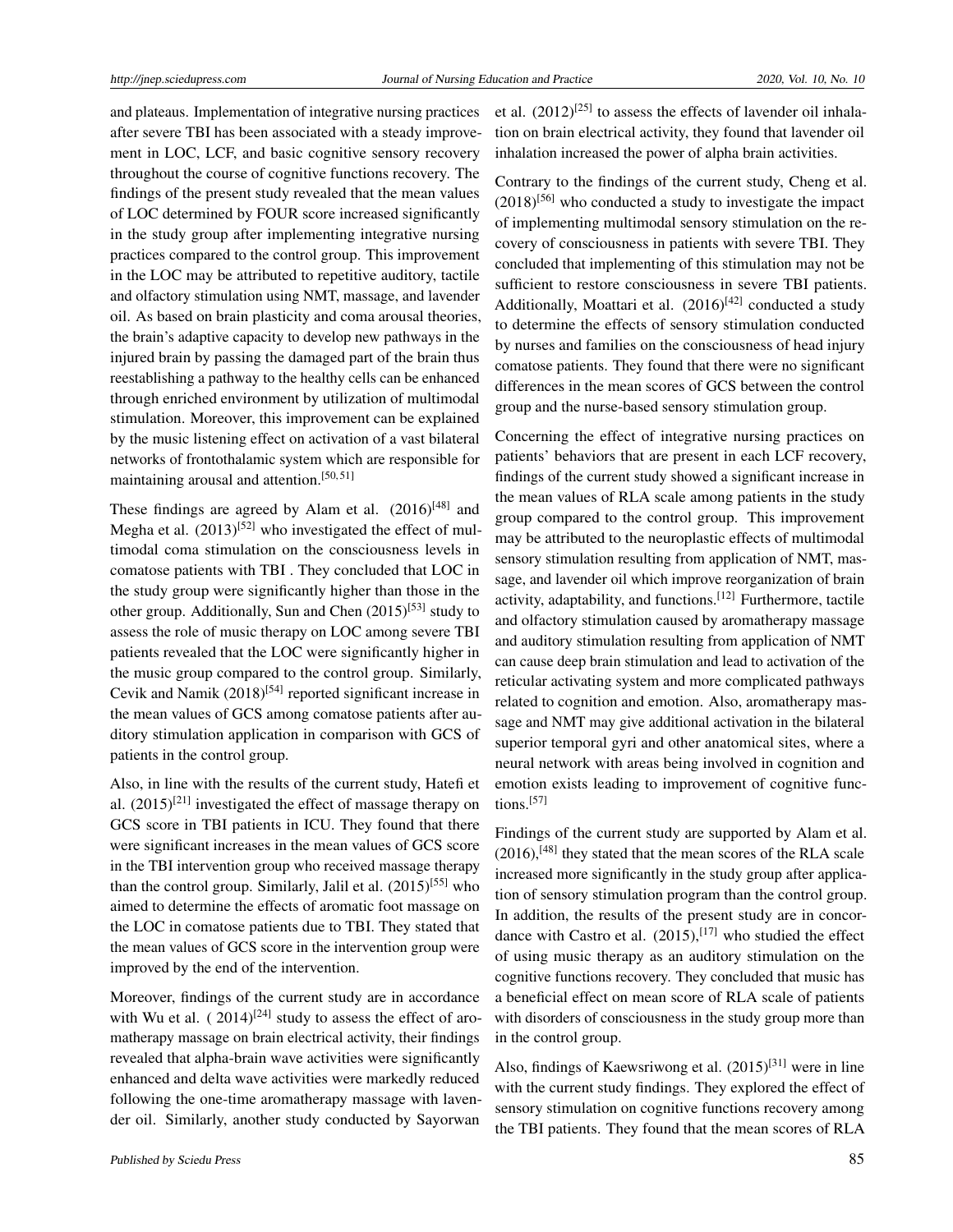and plateaus. Implementation of integrative nursing practices after severe TBI has been associated with a steady improvement in LOC, LCF, and basic cognitive sensory recovery throughout the course of cognitive functions recovery. The findings of the present study revealed that the mean values of LOC determined by FOUR score increased significantly in the study group after implementing integrative nursing practices compared to the control group. This improvement in the LOC may be attributed to repetitive auditory, tactile and olfactory stimulation using NMT, massage, and lavender oil. As based on brain plasticity and coma arousal theories, the brain's adaptive capacity to develop new pathways in the injured brain by passing the damaged part of the brain thus reestablishing a pathway to the healthy cells can be enhanced through enriched environment by utilization of multimodal stimulation. Moreover, this improvement can be explained by the music listening effect on activation of a vast bilateral networks of frontothalamic system which are responsible for maintaining arousal and attention.[50, 51]

These findings are agreed by Alam et al. (2016)[48] and Megha et al. (2013)[52] who investigated the effect of multimodal coma stimulation on the consciousness levels in comatose patients with TBI . They concluded that LOC in the study group were significantly higher than those in the other group. Additionally, Sun and Chen (2015)[53] study to assess the role of music therapy on LOC among severe TBI patients revealed that the LOC were significantly higher in the music group compared to the control group. Similarly, Cevik and Namik (2018)[54] reported significant increase in the mean values of GCS among comatose patients after auditory stimulation application in comparison with GCS of patients in the control group.

Also, in line with the results of the current study, Hatefi et al. (2015)[21] investigated the effect of massage therapy on GCS score in TBI patients in ICU. They found that there were significant increases in the mean values of GCS score in the TBI intervention group who received massage therapy than the control group. Similarly, Jalil et al. (2015)[55] who aimed to determine the effects of aromatic foot massage on the LOC in comatose patients due to TBI. They stated that the mean values of GCS score in the intervention group were improved by the end of the intervention.

Moreover, findings of the current study are in accordance with Wu et al. ( 2014)[24] study to assess the effect of aromatherapy massage on brain electrical activity, their findings revealed that alpha-brain wave activities were significantly enhanced and delta wave activities were markedly reduced following the one-time aromatherapy massage with lavender oil. Similarly, another study conducted by Sayorwan et al. (2012)[25] to assess the effects of lavender oil inhalation on brain electrical activity, they found that lavender oil inhalation increased the power of alpha brain activities.

Contrary to the findings of the current study, Cheng et al. (2018)[56] who conducted a study to investigate the impact of implementing multimodal sensory stimulation on the recovery of consciousness in patients with severe TBI. They concluded that implementing of this stimulation may not be sufficient to restore consciousness in severe TBI patients. Additionally, Moattari et al. (2016)[42] conducted a study to determine the effects of sensory stimulation conducted by nurses and families on the consciousness of head injury comatose patients. They found that there were no significant differences in the mean scores of GCS between the control group and the nurse-based sensory stimulation group.

Concerning the effect of integrative nursing practices on patients' behaviors that are present in each LCF recovery, findings of the current study showed a significant increase in the mean values of RLA scale among patients in the study group compared to the control group. This improvement may be attributed to the neuroplastic effects of multimodal sensory stimulation resulting from application of NMT, massage, and lavender oil which improve reorganization of brain activity, adaptability, and functions.[12] Furthermore, tactile and olfactory stimulation caused by aromatherapy massage and auditory stimulation resulting from application of NMT can cause deep brain stimulation and lead to activation of the reticular activating system and more complicated pathways related to cognition and emotion. Also, aromatherapy massage and NMT may give additional activation in the bilateral superior temporal gyri and other anatomical sites, where a neural network with areas being involved in cognition and emotion exists leading to improvement of cognitive functions.[57]

Findings of the current study are supported by Alam et al. (2016),[48] they stated that the mean scores of the RLA scale increased more significantly in the study group after application of sensory stimulation program than the control group. In addition, the results of the present study are in concordance with Castro et al. (2015),[17] who studied the effect of using music therapy as an auditory stimulation on the cognitive functions recovery. They concluded that music has a beneficial effect on mean score of RLA scale of patients with disorders of consciousness in the study group more than in the control group.

Also, findings of Kaewsriwong et al. (2015)[31] were in line with the current study findings. They explored the effect of sensory stimulation on cognitive functions recovery among the TBI patients. They found that the mean scores of RLA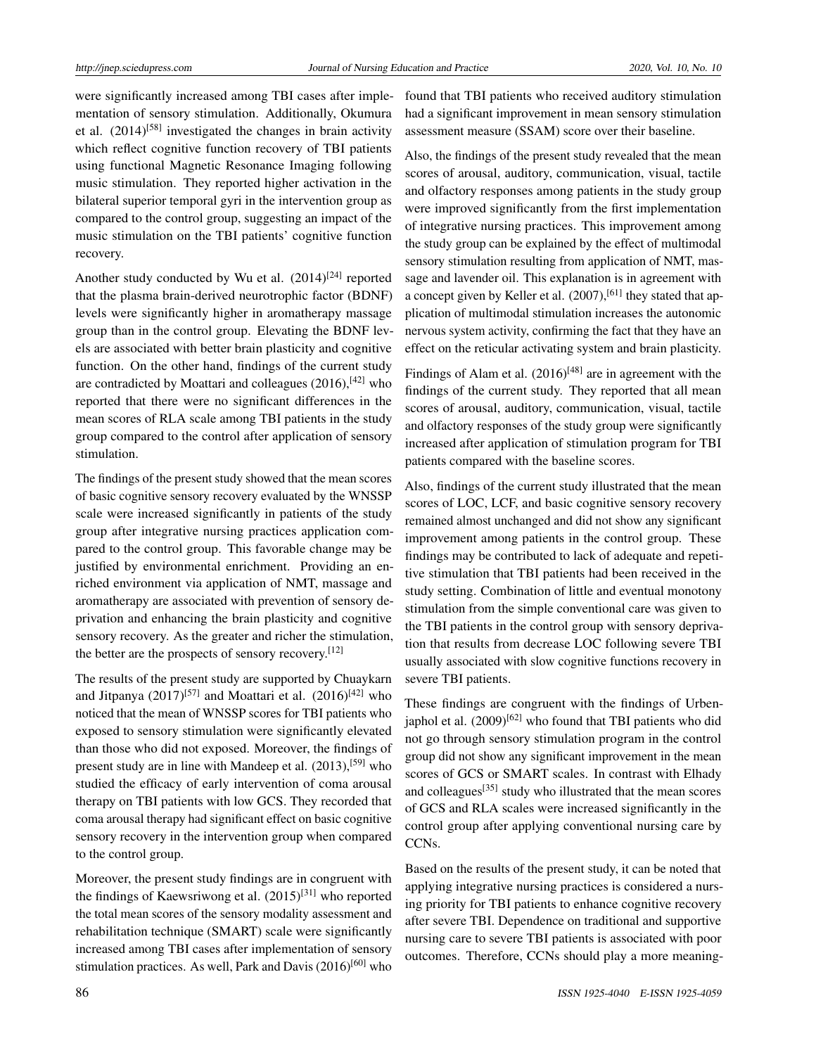were significantly increased among TBI cases after implementation of sensory stimulation. Additionally, Okumura et al. (2014)[58] investigated the changes in brain activity which reflect cognitive function recovery of TBI patients using functional Magnetic Resonance Imaging following music stimulation. They reported higher activation in the bilateral superior temporal gyri in the intervention group as compared to the control group, suggesting an impact of the music stimulation on the TBI patients' cognitive function recovery.

Another study conducted by Wu et al. (2014)[24] reported that the plasma brain-derived neurotrophic factor (BDNF) levels were significantly higher in aromatherapy massage group than in the control group. Elevating the BDNF levels are associated with better brain plasticity and cognitive function. On the other hand, findings of the current study are contradicted by Moattari and colleagues (2016),[42] who reported that there were no significant differences in the mean scores of RLA scale among TBI patients in the study group compared to the control after application of sensory stimulation.

The findings of the present study showed that the mean scores of basic cognitive sensory recovery evaluated by the WNSSP scale were increased significantly in patients of the study group after integrative nursing practices application compared to the control group. This favorable change may be justified by environmental enrichment. Providing an enriched environment via application of NMT, massage and aromatherapy are associated with prevention of sensory deprivation and enhancing the brain plasticity and cognitive sensory recovery. As the greater and richer the stimulation, the better are the prospects of sensory recovery.[12]

The results of the present study are supported by Chuaykarn and Jitpanya (2017)[57] and Moattari et al. (2016)[42] who noticed that the mean of WNSSP scores for TBI patients who exposed to sensory stimulation were significantly elevated than those who did not exposed. Moreover, the findings of present study are in line with Mandeep et al. (2013),[59] who studied the efficacy of early intervention of coma arousal therapy on TBI patients with low GCS. They recorded that coma arousal therapy had significant effect on basic cognitive sensory recovery in the intervention group when compared to the control group.

Moreover, the present study findings are in congruent with the findings of Kaewsriwong et al. (2015)[31] who reported the total mean scores of the sensory modality assessment and rehabilitation technique (SMART) scale were significantly increased among TBI cases after implementation of sensory stimulation practices. As well, Park and Davis (2016)[60] who found that TBI patients who received auditory stimulation had a significant improvement in mean sensory stimulation assessment measure (SSAM) score over their baseline.

Also, the findings of the present study revealed that the mean scores of arousal, auditory, communication, visual, tactile and olfactory responses among patients in the study group were improved significantly from the first implementation of integrative nursing practices. This improvement among the study group can be explained by the effect of multimodal sensory stimulation resulting from application of NMT, massage and lavender oil. This explanation is in agreement with a concept given by Keller et al. (2007),[61] they stated that application of multimodal stimulation increases the autonomic nervous system activity, confirming the fact that they have an effect on the reticular activating system and brain plasticity.

Findings of Alam et al. (2016)[48] are in agreement with the findings of the current study. They reported that all mean scores of arousal, auditory, communication, visual, tactile and olfactory responses of the study group were significantly increased after application of stimulation program for TBI patients compared with the baseline scores.

Also, findings of the current study illustrated that the mean scores of LOC, LCF, and basic cognitive sensory recovery remained almost unchanged and did not show any significant improvement among patients in the control group. These findings may be contributed to lack of adequate and repetitive stimulation that TBI patients had been received in the study setting. Combination of little and eventual monotony stimulation from the simple conventional care was given to the TBI patients in the control group with sensory deprivation that results from decrease LOC following severe TBI usually associated with slow cognitive functions recovery in severe TBI patients.

These findings are congruent with the findings of Urbenjaphol et al. (2009)[62] who found that TBI patients who did not go through sensory stimulation program in the control group did not show any significant improvement in the mean scores of GCS or SMART scales. In contrast with Elhady and colleagues[35] study who illustrated that the mean scores of GCS and RLA scales were increased significantly in the control group after applying conventional nursing care by CCNs.

Based on the results of the present study, it can be noted that applying integrative nursing practices is considered a nursing priority for TBI patients to enhance cognitive recovery after severe TBI. Dependence on traditional and supportive nursing care to severe TBI patients is associated with poor outcomes. Therefore, CCNs should play a more meaning-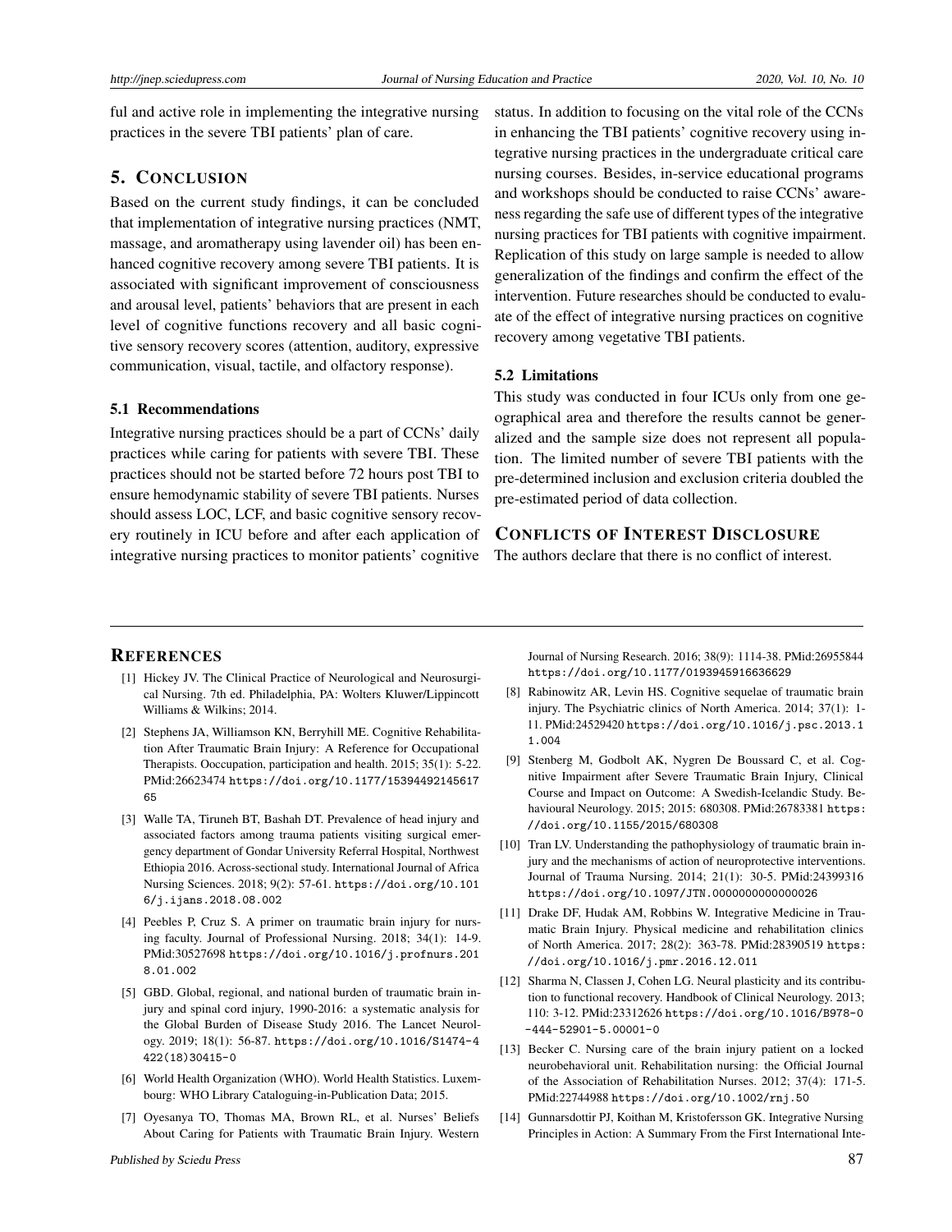ful and active role in implementing the integrative nursing practices in the severe TBI patients' plan of care.

## 5. CONCLUSION

Based on the current study findings, it can be concluded that implementation of integrative nursing practices (NMT, massage, and aromatherapy using lavender oil) has been enhanced cognitive recovery among severe TBI patients. It is associated with significant improvement of consciousness and arousal level, patients' behaviors that are present in each level of cognitive functions recovery and all basic cognitive sensory recovery scores (attention, auditory, expressive communication, visual, tactile, and olfactory response).

### 5.1 Recommendations

Integrative nursing practices should be a part of CCNs' daily practices while caring for patients with severe TBI. These practices should not be started before 72 hours post TBI to ensure hemodynamic stability of severe TBI patients. Nurses should assess LOC, LCF, and basic cognitive sensory recovery routinely in ICU before and after each application of integrative nursing practices to monitor patients' cognitive status. In addition to focusing on the vital role of the CCNs in enhancing the TBI patients' cognitive recovery using integrative nursing practices in the undergraduate critical care nursing courses. Besides, in-service educational programs and workshops should be conducted to raise CCNs' awareness regarding the safe use of different types of the integrative nursing practices for TBI patients with cognitive impairment. Replication of this study on large sample is needed to allow generalization of the findings and confirm the effect of the intervention. Future researches should be conducted to evaluate of the effect of integrative nursing practices on cognitive recovery among vegetative TBI patients.

### 5.2 Limitations

This study was conducted in four ICUs only from one geographical area and therefore the results cannot be generalized and the sample size does not represent all population. The limited number of severe TBI patients with the pre-determined inclusion and exclusion criteria doubled the pre-estimated period of data collection.

## CONFLICTS OF INTEREST DISCLOSURE

The authors declare that there is no conflict of interest.

## REFERENCES

[1] Hickey JV. The Clinical Practice of Neurological and Neurosurgical Nursing. 7th ed. Philadelphia, PA: Wolters Kluwer/Lippincott Williams & Wilkins; 2014.

[2] Stephens JA, Williamson KN, Berryhill ME. Cognitive Rehabilitation After Traumatic Brain Injury: A Reference for Occupational Therapists. Ooccupation, participation and health. 2015; 35(1): 5-22. PMid:26623474 https://doi.org/10.1177/1539449214561765

[3] Walle TA, Tiruneh BT, Bashah DT. Prevalence of head injury and associated factors among trauma patients visiting surgical emergency department of Gondar University Referral Hospital, Northwest Ethiopia 2016. Across-sectional study. International Journal of Africa Nursing Sciences. 2018; 9(2): 57-61. https://doi.org/10.1016/j.ijans.2018.08.002

[4] Peebles P, Cruz S. A primer on traumatic brain injury for nursing faculty. Journal of Professional Nursing. 2018; 34(1): 14-9. PMid:30527698 https://doi.org/10.1016/j.profnurs.2018.01.002

[5] GBD. Global, regional, and national burden of traumatic brain injury and spinal cord injury, 1990-2016: a systematic analysis for the Global Burden of Disease Study 2016. The Lancet Neurology. 2019; 18(1): 56-87. https://doi.org/10.1016/S1474-4422(18)30415-0

[6] World Health Organization (WHO). World Health Statistics. Luxembourg: WHO Library Cataloguing-in-Publication Data; 2015.

[7] Oyesanya TO, Thomas MA, Brown RL, et al. Nurses' Beliefs About Caring for Patients with Traumatic Brain Injury. Western Journal of Nursing Research. 2016; 38(9): 1114-38. PMid:26955844 https://doi.org/10.1177/0193945916636629

[8] Rabinowitz AR, Levin HS. Cognitive sequelae of traumatic brain injury. The Psychiatric clinics of North America. 2014; 37(1): 1-11. PMid:24529420 https://doi.org/10.1016/j.psc.2013.11.004

[9] Stenberg M, Godbolt AK, Nygren De Boussard C, et al. Cognitive Impairment after Severe Traumatic Brain Injury, Clinical Course and Impact on Outcome: A Swedish-Icelandic Study. Behavioural Neurology. 2015; 2015: 680308. PMid:26783381 https://doi.org/10.1155/2015/680308

[10] Tran LV. Understanding the pathophysiology of traumatic brain injury and the mechanisms of action of neuroprotective interventions. Journal of Trauma Nursing. 2014; 21(1): 30-5. PMid:24399316 https://doi.org/10.1097/JTN.0000000000000026

[11] Drake DF, Hudak AM, Robbins W. Integrative Medicine in Traumatic Brain Injury. Physical medicine and rehabilitation clinics of North America. 2017; 28(2): 363-78. PMid:28390519 https://doi.org/10.1016/j.pmr.2016.12.011

[12] Sharma N, Classen J, Cohen LG. Neural plasticity and its contribution to functional recovery. Handbook of Clinical Neurology. 2013; 110: 3-12. PMid:23312626 https://doi.org/10.1016/B978-0-444-52901-5.00001-0

[13] Becker C. Nursing care of the brain injury patient on a locked neurobehavioral unit. Rehabilitation nursing: the Official Journal of the Association of Rehabilitation Nurses. 2012; 37(4): 171-5. PMid:22744988 https://doi.org/10.1002/rnj.50

[14] Gunnarsdottir PJ, Koithan M, Kristofersson GK. Integrative Nursing Principles in Action: A Summary From the First International Inte-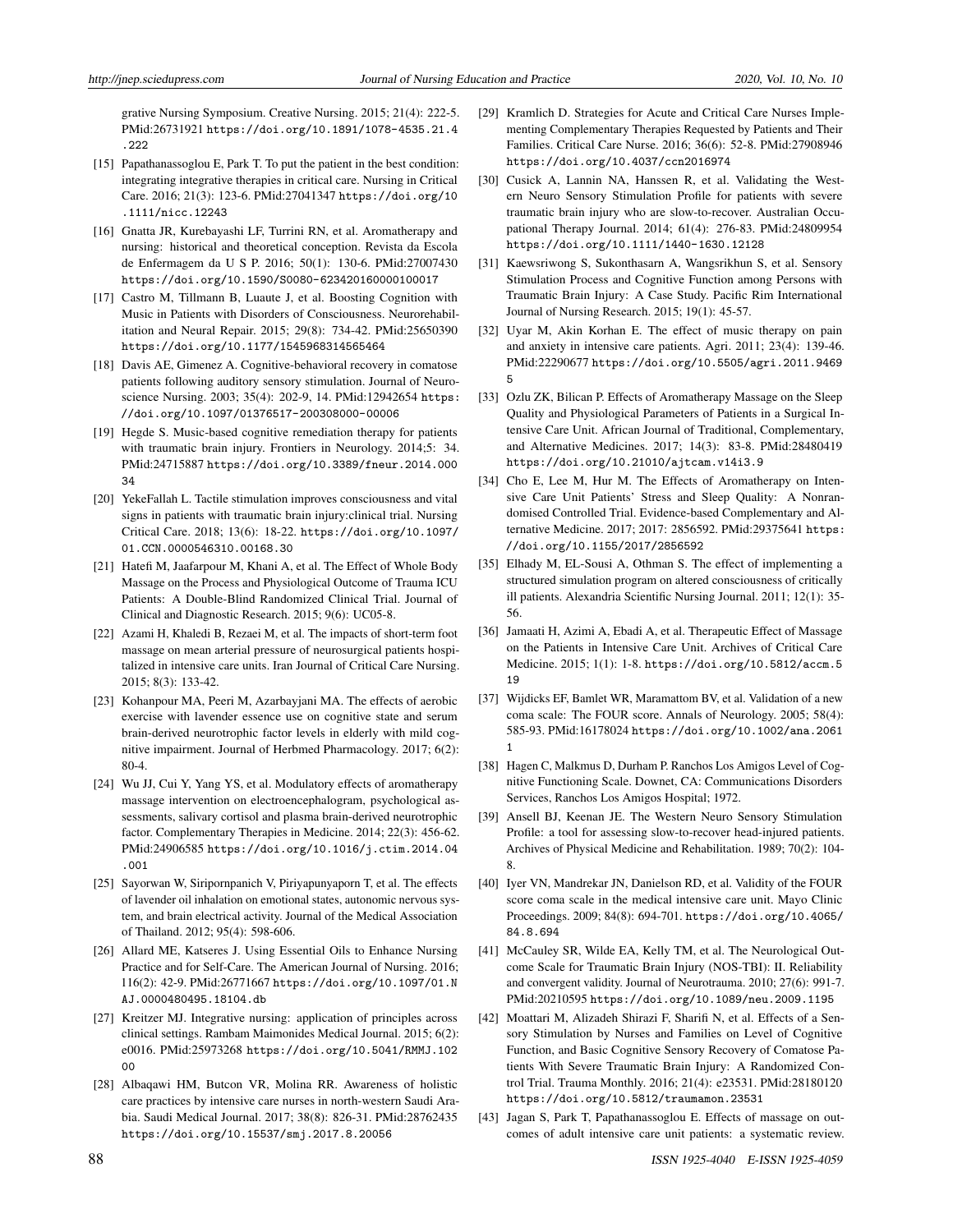grative Nursing Symposium. Creative Nursing. 2015; 21(4): 222-5. PMid:26731921 https://doi.org/10.1891/1078-4535.21.4.222

[15] Papathanassoglou E, Park T. To put the patient in the best condition: integrating integrative therapies in critical care. Nursing in Critical Care. 2016; 21(3): 123-6. PMid:27041347 https://doi.org/10.1111/nicc.12243

[16] Gnatta JR, Kurebayashi LF, Turrini RN, et al. Aromatherapy and nursing: historical and theoretical conception. Revista da Escola de Enfermagem da U S P. 2016; 50(1): 130-6. PMid:27007430 https://doi.org/10.1590/S0080-623420160000100017

[17] Castro M, Tillmann B, Luaute J, et al. Boosting Cognition with Music in Patients with Disorders of Consciousness. Neurorehabilitation and Neural Repair. 2015; 29(8): 734-42. PMid:25650390 https://doi.org/10.1177/1545968314565464

[18] Davis AE, Gimenez A. Cognitive-behavioral recovery in comatose patients following auditory sensory stimulation. Journal of Neuroscience Nursing. 2003; 35(4): 202-9, 14. PMid:12942654 https://doi.org/10.1097/01376517-200308000-00006

[19] Hegde S. Music-based cognitive remediation therapy for patients with traumatic brain injury. Frontiers in Neurology. 2014;5: 34. PMid:24715887 https://doi.org/10.3389/fneur.2014.00034

[20] YekeFallah L. Tactile stimulation improves consciousness and vital signs in patients with traumatic brain injury:clinical trial. Nursing Critical Care. 2018; 13(6): 18-22. https://doi.org/10.1097/01.CCN.0000546310.00168.30

[21] Hatefi M, Jaafarpour M, Khani A, et al. The Effect of Whole Body Massage on the Process and Physiological Outcome of Trauma ICU Patients: A Double-Blind Randomized Clinical Trial. Journal of Clinical and Diagnostic Research. 2015; 9(6): UC05-8.

[22] Azami H, Khaledi B, Rezaei M, et al. The impacts of short-term foot massage on mean arterial pressure of neurosurgical patients hospitalized in intensive care units. Iran Journal of Critical Care Nursing. 2015; 8(3): 133-42.

[23] Kohanpour MA, Peeri M, Azarbayjani MA. The effects of aerobic exercise with lavender essence use on cognitive state and serum brain-derived neurotrophic factor levels in elderly with mild cognitive impairment. Journal of Herbmed Pharmacology. 2017; 6(2): 80-4.

[24] Wu JJ, Cui Y, Yang YS, et al. Modulatory effects of aromatherapy massage intervention on electroencephalogram, psychological assessments, salivary cortisol and plasma brain-derived neurotrophic factor. Complementary Therapies in Medicine. 2014; 22(3): 456-62. PMid:24906585 https://doi.org/10.1016/j.ctim.2014.04.001

[25] Sayorwan W, Siripornpanich V, Piriyapunyaporn T, et al. The effects of lavender oil inhalation on emotional states, autonomic nervous system, and brain electrical activity. Journal of the Medical Association of Thailand. 2012; 95(4): 598-606.

[26] Allard ME, Katseres J. Using Essential Oils to Enhance Nursing Practice and for Self-Care. The American Journal of Nursing. 2016; 116(2): 42-9. PMid:26771667 https://doi.org/10.1097/01.NAJ.0000480495.18104.db

[27] Kreitzer MJ. Integrative nursing: application of principles across clinical settings. Rambam Maimonides Medical Journal. 2015; 6(2): e0016. PMid:25973268 https://doi.org/10.5041/RMMJ.10200

[28] Albaqawi HM, Butcon VR, Molina RR. Awareness of holistic care practices by intensive care nurses in north-western Saudi Arabia. Saudi Medical Journal. 2017; 38(8): 826-31. PMid:28762435 https://doi.org/10.15537/smj.2017.8.20056

[29] Kramlich D. Strategies for Acute and Critical Care Nurses Implementing Complementary Therapies Requested by Patients and Their Families. Critical Care Nurse. 2016; 36(6): 52-8. PMid:27908946 https://doi.org/10.4037/ccn2016974

[30] Cusick A, Lannin NA, Hanssen R, et al. Validating the Western Neuro Sensory Stimulation Profile for patients with severe traumatic brain injury who are slow-to-recover. Australian Occupational Therapy Journal. 2014; 61(4): 276-83. PMid:24809954 https://doi.org/10.1111/1440-1630.12128

[31] Kaewsriwong S, Sukonthasarn A, Wangsrikhun S, et al. Sensory Stimulation Process and Cognitive Function among Persons with Traumatic Brain Injury: A Case Study. Pacific Rim International Journal of Nursing Research. 2015; 19(1): 45-57.

[32] Uyar M, Akin Korhan E. The effect of music therapy on pain and anxiety in intensive care patients. Agri. 2011; 23(4): 139-46. PMid:22290677 https://doi.org/10.5505/agri.2011.94695

[33] Ozlu ZK, Bilican P. Effects of Aromatherapy Massage on the Sleep Quality and Physiological Parameters of Patients in a Surgical Intensive Care Unit. African Journal of Traditional, Complementary, and Alternative Medicines. 2017; 14(3): 83-8. PMid:28480419 https://doi.org/10.21010/ajtcam.v14i3.9

[34] Cho E, Lee M, Hur M. The Effects of Aromatherapy on Intensive Care Unit Patients' Stress and Sleep Quality: A Nonrandomised Controlled Trial. Evidence-based Complementary and Alternative Medicine. 2017; 2017: 2856592. PMid:29375641 https://doi.org/10.1155/2017/2856592

[35] Elhady M, EL-Sousi A, Othman S. The effect of implementing a structured simulation program on altered consciousness of critically ill patients. Alexandria Scientific Nursing Journal. 2011; 12(1): 35-56.

[36] Jamaati H, Azimi A, Ebadi A, et al. Therapeutic Effect of Massage on the Patients in Intensive Care Unit. Archives of Critical Care Medicine. 2015; 1(1): 1-8. https://doi.org/10.5812/accm.519

[37] Wijdicks EF, Bamlet WR, Maramattom BV, et al. Validation of a new coma scale: The FOUR score. Annals of Neurology. 2005; 58(4): 585-93. PMid:16178024 https://doi.org/10.1002/ana.20611

[38] Hagen C, Malkmus D, Durham P. Ranchos Los Amigos Level of Cognitive Functioning Scale. Downet, CA: Communications Disorders Services, Ranchos Los Amigos Hospital; 1972.

[39] Ansell BJ, Keenan JE. The Western Neuro Sensory Stimulation Profile: a tool for assessing slow-to-recover head-injured patients. Archives of Physical Medicine and Rehabilitation. 1989; 70(2): 104-8.

[40] Iyer VN, Mandrekar JN, Danielson RD, et al. Validity of the FOUR score coma scale in the medical intensive care unit. Mayo Clinic Proceedings. 2009; 84(8): 694-701. https://doi.org/10.4065/84.8.694

[41] McCauley SR, Wilde EA, Kelly TM, et al. The Neurological Outcome Scale for Traumatic Brain Injury (NOS-TBI): II. Reliability and convergent validity. Journal of Neurotrauma. 2010; 27(6): 991-7. PMid:20210595 https://doi.org/10.1089/neu.2009.1195

[42] Moattari M, Alizadeh Shirazi F, Sharifi N, et al. Effects of a Sensory Stimulation by Nurses and Families on Level of Cognitive Function, and Basic Cognitive Sensory Recovery of Comatose Patients With Severe Traumatic Brain Injury: A Randomized Control Trial. Trauma Monthly. 2016; 21(4): e23531. PMid:28180120 https://doi.org/10.5812/traumamon.23531

[43] Jagan S, Park T, Papathanassoglou E. Effects of massage on outcomes of adult intensive care unit patients: a systematic review.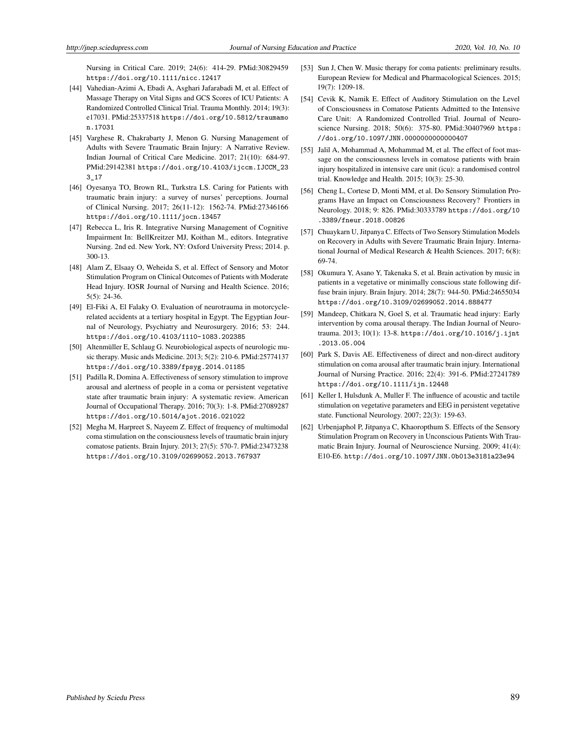Nursing in Critical Care. 2019; 24(6): 414-29. PMid:30829459 https://doi.org/10.1111/nicc.12417

[44] Vahedian-Azimi A, Ebadi A, Asghari Jafarabadi M, et al. Effect of Massage Therapy on Vital Signs and GCS Scores of ICU Patients: A Randomized Controlled Clinical Trial. Trauma Monthly. 2014; 19(3): e17031. PMid:25337518 https://doi.org/10.5812/traumamon.17031

[45] Varghese R, Chakrabarty J, Menon G. Nursing Management of Adults with Severe Traumatic Brain Injury: A Narrative Review. Indian Journal of Critical Care Medicine. 2017; 21(10): 684-97. PMid:29142381 https://doi.org/10.4103/ijccm.IJCCM_233_17

[46] Oyesanya TO, Brown RL, Turkstra LS. Caring for Patients with traumatic brain injury: a survey of nurses' perceptions. Journal of Clinical Nursing. 2017; 26(11-12): 1562-74. PMid:27346166 https://doi.org/10.1111/jocn.13457

[47] Rebecca L, Iris R. Integrative Nursing Management of Cognitive Impairment In: BellKreitzer MJ, Koithan M., editors. Integrative Nursing. 2nd ed. New York, NY: Oxford University Press; 2014. p. 300-13.

[48] Alam Z, Elsaay O, Weheida S, et al. Effect of Sensory and Motor Stimulation Program on Clinical Outcomes of Patients with Moderate Head Injury. IOSR Journal of Nursing and Health Science. 2016; 5(5): 24-36.

[49] El-Fiki A, El Falaky O. Evaluation of neurotrauma in motorcycle-related accidents at a tertiary hospital in Egypt. The Egyptian Journal of Neurology, Psychiatry and Neurosurgery. 2016; 53: 244. https://doi.org/10.4103/1110-1083.202385

[50] Altenmüller E, Schlaug G. Neurobiological aspects of neurologic music therapy. Music ands Medicine. 2013; 5(2): 210-6. PMid:25774137 https://doi.org/10.3389/fpsyg.2014.01185

[51] Padilla R, Domina A. Effectiveness of sensory stimulation to improve arousal and alertness of people in a coma or persistent vegetative state after traumatic brain injury: A systematic review. American Journal of Occupational Therapy. 2016; 70(3): 1-8. PMid:27089287 https://doi.org/10.5014/ajot.2016.021022

[52] Megha M, Harpreet S, Nayeem Z. Effect of frequency of multimodal coma stimulation on the consciousness levels of traumatic brain injury comatose patients. Brain Injury. 2013; 27(5): 570-7. PMid:23473238 https://doi.org/10.3109/02699052.2013.767937

[53] Sun J, Chen W. Music therapy for coma patients: preliminary results. European Review for Medical and Pharmacological Sciences. 2015; 19(7): 1209-18.

[54] Cevik K, Namik E. Effect of Auditory Stimulation on the Level of Consciousness in Comatose Patients Admitted to the Intensive Care Unit: A Randomized Controlled Trial. Journal of Neuroscience Nursing. 2018; 50(6): 375-80. PMid:30407969 https://doi.org/10.1097/JNN.0000000000000407

[55] Jalil A, Mohammad A, Mohammad M, et al. The effect of foot massage on the consciousness levels in comatose patients with brain injury hospitalized in intensive care unit (icu): a randomised control trial. Knowledge and Health. 2015; 10(3): 25-30.

[56] Cheng L, Cortese D, Monti MM, et al. Do Sensory Stimulation Programs Have an Impact on Consciousness Recovery? Frontiers in Neurology. 2018; 9: 826. PMid:30333789 https://doi.org/10.3389/fneur.2018.00826

[57] Chuaykarn U, Jitpanya C. Effects of Two Sensory Stimulation Models on Recovery in Adults with Severe Traumatic Brain Injury. International Journal of Medical Research & Health Sciences. 2017; 6(8): 69-74.

[58] Okumura Y, Asano Y, Takenaka S, et al. Brain activation by music in patients in a vegetative or minimally conscious state following diffuse brain injury. Brain Injury. 2014; 28(7): 944-50. PMid:24655034 https://doi.org/10.3109/02699052.2014.888477

[59] Mandeep, Chitkara N, Goel S, et al. Traumatic head injury: Early intervention by coma arousal therapy. The Indian Journal of Neurotrauma. 2013; 10(1): 13-8. https://doi.org/10.1016/j.ijnt.2013.05.004

[60] Park S, Davis AE. Effectiveness of direct and non-direct auditory stimulation on coma arousal after traumatic brain injury. International Journal of Nursing Practice. 2016; 22(4): 391-6. PMid:27241789 https://doi.org/10.1111/ijn.12448

[61] Keller I, Hulsdunk A, Muller F. The influence of acoustic and tactile stimulation on vegetative parameters and EEG in persistent vegetative state. Functional Neurology. 2007; 22(3): 159-63.

[62] Urbenjaphol P, Jitpanya C, Khaoropthum S. Effects of the Sensory Stimulation Program on Recovery in Unconscious Patients With Traumatic Brain Injury. Journal of Neuroscience Nursing. 2009; 41(4): E10-E6. http://doi.org/10.1097/JNN.0b013e3181a23e94